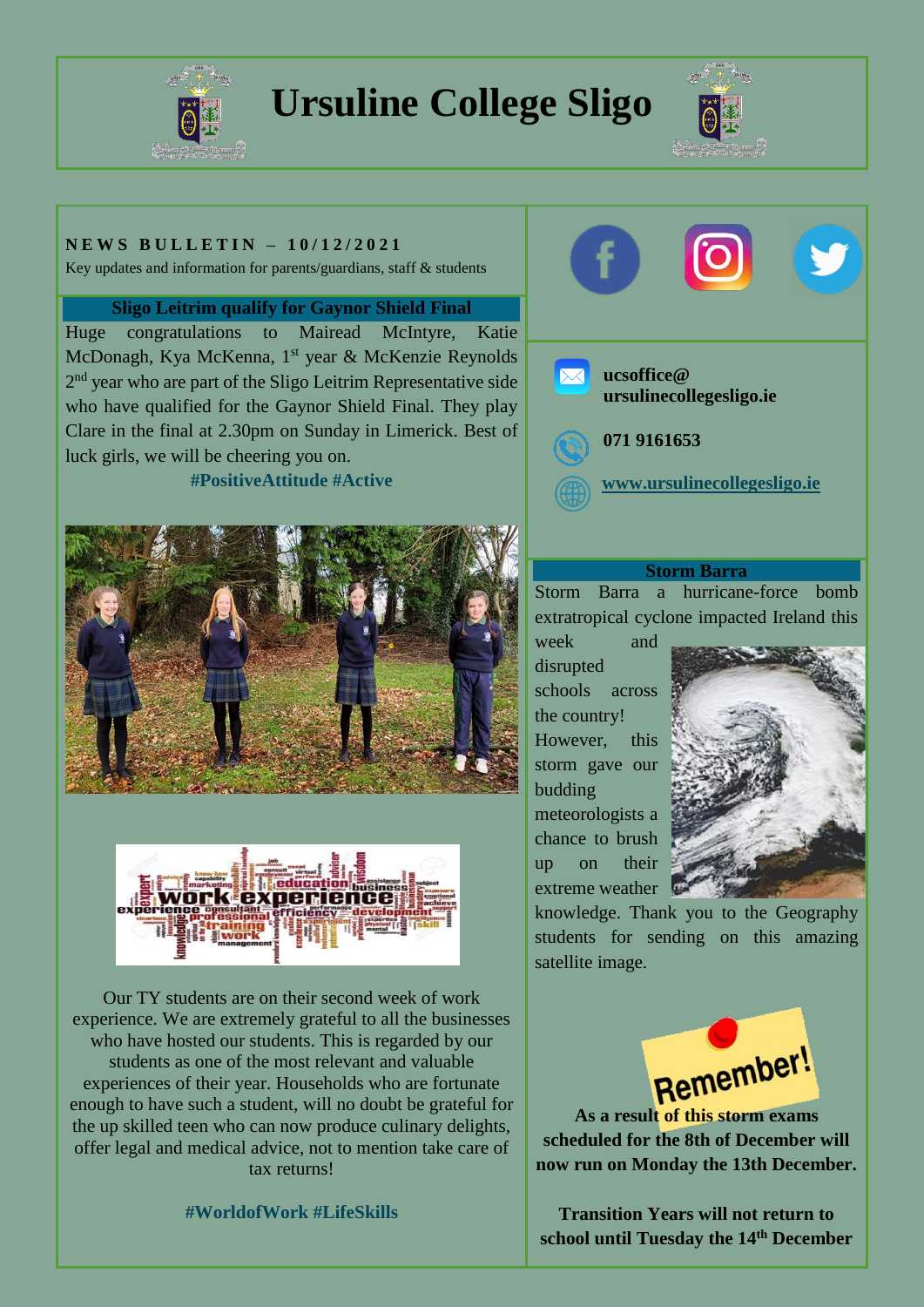# Ursuline College Sligo

**NEWS BULLETIN – 10/12/2021**

Key updates and information for parents/guardians, staff & students

## Sligo Leitrim qualify for Gaynor Shield Final

Huge congratulations to Mairead McIntyre, Katie McDonagh, Kya McKenna, 1st year & McKenzie Reynolds 2nd year who are part of the Sligo Leitrim Representative side who have qualified for the Gaynor Shield Final. They play Clare in the final at 2.30pm on Sunday in Limerick. Best of luck girls, we will be cheering you on.

**#PositiveAttitude #Active**

Our TY students are on their second week of work experience. We are extremely grateful to all the businesses who have hosted our students. This is regarded by our students as one of the most relevant and valuable experiences of their year. Households who are fortunate enough to have such a student, will no doubt be grateful for the up skilled teen who can now produce culinary delights, offer legal and medical advice, not to mention take care of tax returns!

**#WorldofWork #LifeSkills**

**ucsoffice@ursulinecollegesligo.ie**

**071 9161653**

**www.ursulinecollegesligo.ie**

## Storm Barra

Storm Barra a hurricane-force bomb extratropical cyclone impacted Ireland this week and disrupted schools across the country! However, this storm gave our budding meteorologists a chance to brush up on their extreme weather knowledge. Thank you to the Geography students for sending on this amazing satellite image.

**Remember!**

**As a result of this storm exams scheduled for the 8th of December will now run on Monday the 13th December.**

**Transition Years will not return to school until Tuesday the 14th December**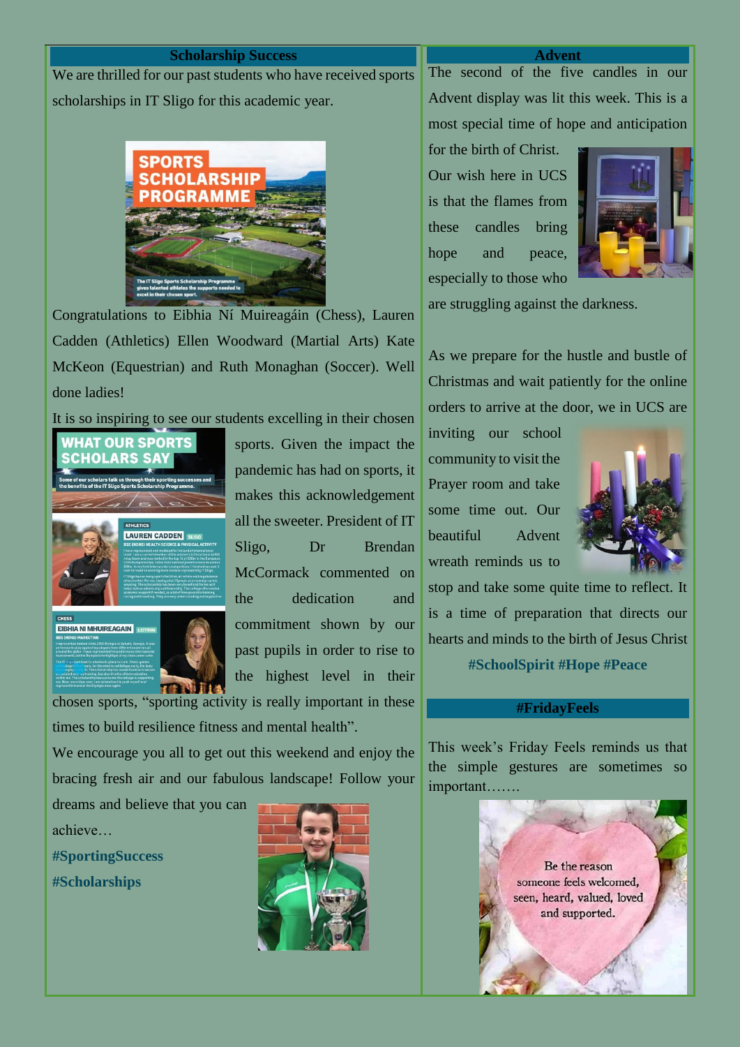## Scholarship Success

We are thrilled for our past students who have received sports scholarships in IT Sligo for this academic year.

Congratulations to Eibhia Ní Muireagáin (Chess), Lauren Cadden (Athletics) Ellen Woodward (Martial Arts) Kate McKeon (Equestrian) and Ruth Monaghan (Soccer). Well done ladies!

It is so inspiring to see our students excelling in their chosen sports. Given the impact the pandemic has had on sports, it makes this acknowledgement all the sweeter. President of IT Sligo, Dr Brendan McCormack commented on the dedication and commitment shown by our past pupils in order to rise to the highest level in their chosen sports, "sporting activity is really important in these times to build resilience fitness and mental health".

We encourage you all to get out this weekend and enjoy the bracing fresh air and our fabulous landscape! Follow your dreams and believe that you can achieve…

**#SportingSuccess**
**#Scholarships**

## Advent

The second of the five candles in our Advent display was lit this week. This is a most special time of hope and anticipation for the birth of Christ. Our wish here in UCS is that the flames from these candles bring hope and peace, especially to those who are struggling against the darkness.

As we prepare for the hustle and bustle of Christmas and wait patiently for the online orders to arrive at the door, we in UCS are inviting our school community to visit the Prayer room and take some time out. Our beautiful Advent wreath reminds us to stop and take some quite time to reflect. It is a time of preparation that directs our hearts and minds to the birth of Jesus Christ

**#SchoolSpirit #Hope #Peace**

## #FridayFeels

This week's Friday Feels reminds us that the simple gestures are sometimes so important…….